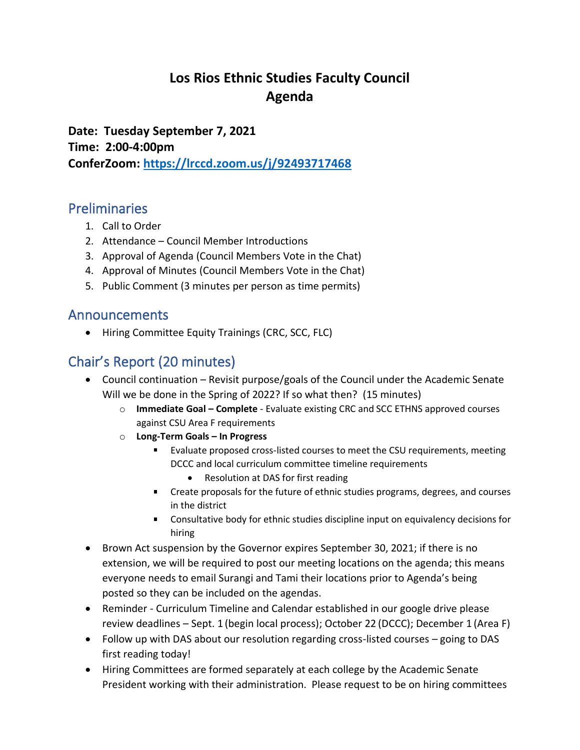# Los Rios Ethnic Studies Faculty Council
# Agenda

**Date: Tuesday September 7, 2021**
**Time: 2:00-4:00pm**
**ConferZoom: [https://lrccd.zoom.us/j/92493717468](https://lrccd.zoom.us/j/92493717468)**

## Preliminaries

1. Call to Order
2. Attendance – Council Member Introductions
3. Approval of Agenda (Council Members Vote in the Chat)
4. Approval of Minutes (Council Members Vote in the Chat)
5. Public Comment (3 minutes per person as time permits)

## Announcements

- Hiring Committee Equity Trainings (CRC, SCC, FLC)

## Chair's Report (20 minutes)

- Council continuation – Revisit purpose/goals of the Council under the Academic Senate Will we be done in the Spring of 2022? If so what then? (15 minutes)
  - **Immediate Goal – Complete** - Evaluate existing CRC and SCC ETHNS approved courses against CSU Area F requirements
  - **Long-Term Goals – In Progress**
    - Evaluate proposed cross-listed courses to meet the CSU requirements, meeting DCCC and local curriculum committee timeline requirements
      - Resolution at DAS for first reading
    - Create proposals for the future of ethnic studies programs, degrees, and courses in the district
    - Consultative body for ethnic studies discipline input on equivalency decisions for hiring
- Brown Act suspension by the Governor expires September 30, 2021; if there is no extension, we will be required to post our meeting locations on the agenda; this means everyone needs to email Surangi and Tami their locations prior to Agenda's being posted so they can be included on the agendas.
- Reminder - Curriculum Timeline and Calendar established in our google drive please review deadlines – Sept. 1 (begin local process); October 22 (DCCC); December 1 (Area F)
- Follow up with DAS about our resolution regarding cross-listed courses – going to DAS first reading today!
- Hiring Committees are formed separately at each college by the Academic Senate President working with their administration. Please request to be on hiring committees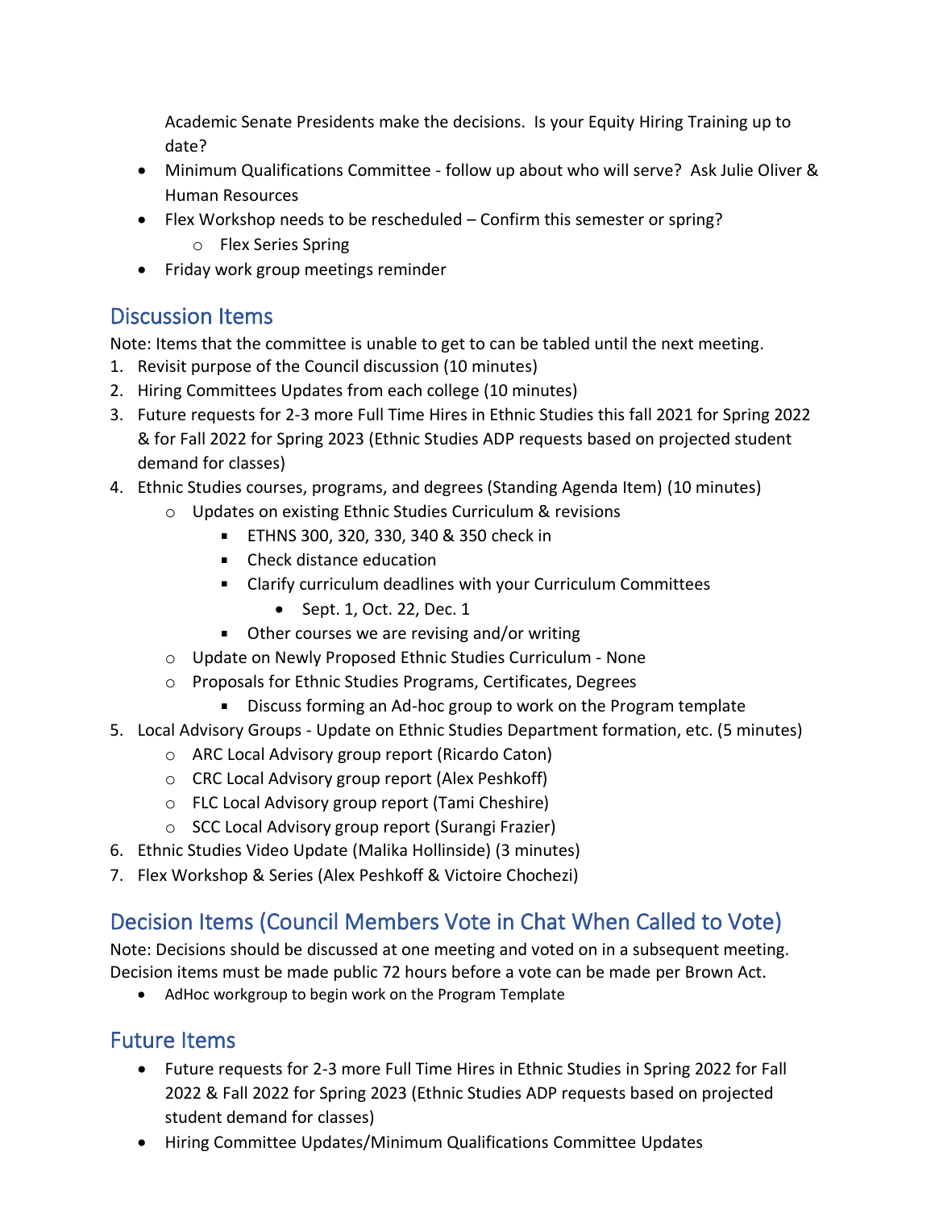Academic Senate Presidents make the decisions. Is your Equity Hiring Training up to date?

- Minimum Qualifications Committee - follow up about who will serve? Ask Julie Oliver & Human Resources
- Flex Workshop needs to be rescheduled – Confirm this semester or spring?
    - Flex Series Spring
- Friday work group meetings reminder

## Discussion Items

Note: Items that the committee is unable to get to can be tabled until the next meeting.

1. Revisit purpose of the Council discussion (10 minutes)
2. Hiring Committees Updates from each college (10 minutes)
3. Future requests for 2-3 more Full Time Hires in Ethnic Studies this fall 2021 for Spring 2022 & for Fall 2022 for Spring 2023 (Ethnic Studies ADP requests based on projected student demand for classes)
4. Ethnic Studies courses, programs, and degrees (Standing Agenda Item) (10 minutes)
    - Updates on existing Ethnic Studies Curriculum & revisions
        - ETHNS 300, 320, 330, 340 & 350 check in
        - Check distance education
        - Clarify curriculum deadlines with your Curriculum Committees
            - Sept. 1, Oct. 22, Dec. 1
        - Other courses we are revising and/or writing
    - Update on Newly Proposed Ethnic Studies Curriculum - None
    - Proposals for Ethnic Studies Programs, Certificates, Degrees
        - Discuss forming an Ad-hoc group to work on the Program template
5. Local Advisory Groups - Update on Ethnic Studies Department formation, etc. (5 minutes)
    - ARC Local Advisory group report (Ricardo Caton)
    - CRC Local Advisory group report (Alex Peshkoff)
    - FLC Local Advisory group report (Tami Cheshire)
    - SCC Local Advisory group report (Surangi Frazier)
6. Ethnic Studies Video Update (Malika Hollinside) (3 minutes)
7. Flex Workshop & Series (Alex Peshkoff & Victoire Chochezi)

## Decision Items (Council Members Vote in Chat When Called to Vote)

Note: Decisions should be discussed at one meeting and voted on in a subsequent meeting. Decision items must be made public 72 hours before a vote can be made per Brown Act.

- AdHoc workgroup to begin work on the Program Template

## Future Items

- Future requests for 2-3 more Full Time Hires in Ethnic Studies in Spring 2022 for Fall 2022 & Fall 2022 for Spring 2023 (Ethnic Studies ADP requests based on projected student demand for classes)
- Hiring Committee Updates/Minimum Qualifications Committee Updates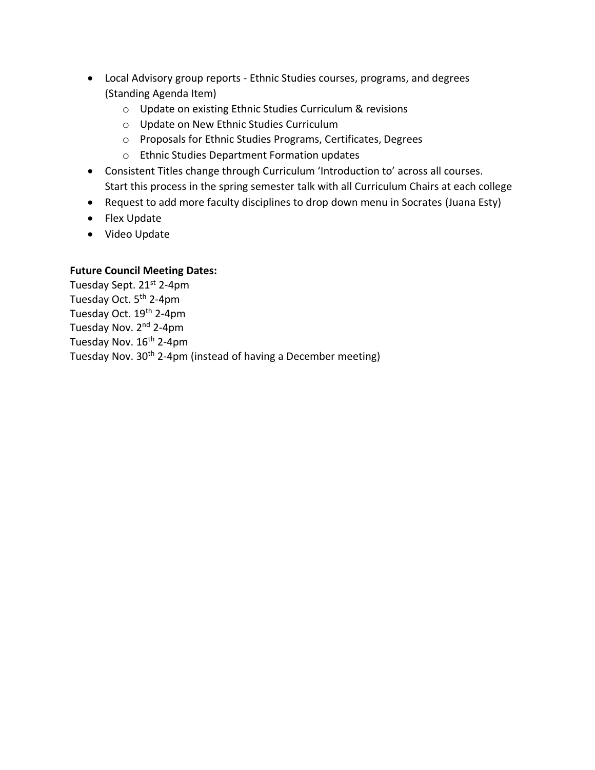- Local Advisory group reports - Ethnic Studies courses, programs, and degrees (Standing Agenda Item)
  - Update on existing Ethnic Studies Curriculum & revisions
  - Update on New Ethnic Studies Curriculum
  - Proposals for Ethnic Studies Programs, Certificates, Degrees
  - Ethnic Studies Department Formation updates
- Consistent Titles change through Curriculum 'Introduction to' across all courses. Start this process in the spring semester talk with all Curriculum Chairs at each college
- Request to add more faculty disciplines to drop down menu in Socrates (Juana Esty)
- Flex Update
- Video Update

**Future Council Meeting Dates:**

Tuesday Sept. 21st 2-4pm
Tuesday Oct. 5th 2-4pm
Tuesday Oct. 19th 2-4pm
Tuesday Nov. 2nd 2-4pm
Tuesday Nov. 16th 2-4pm
Tuesday Nov. 30th 2-4pm (instead of having a December meeting)